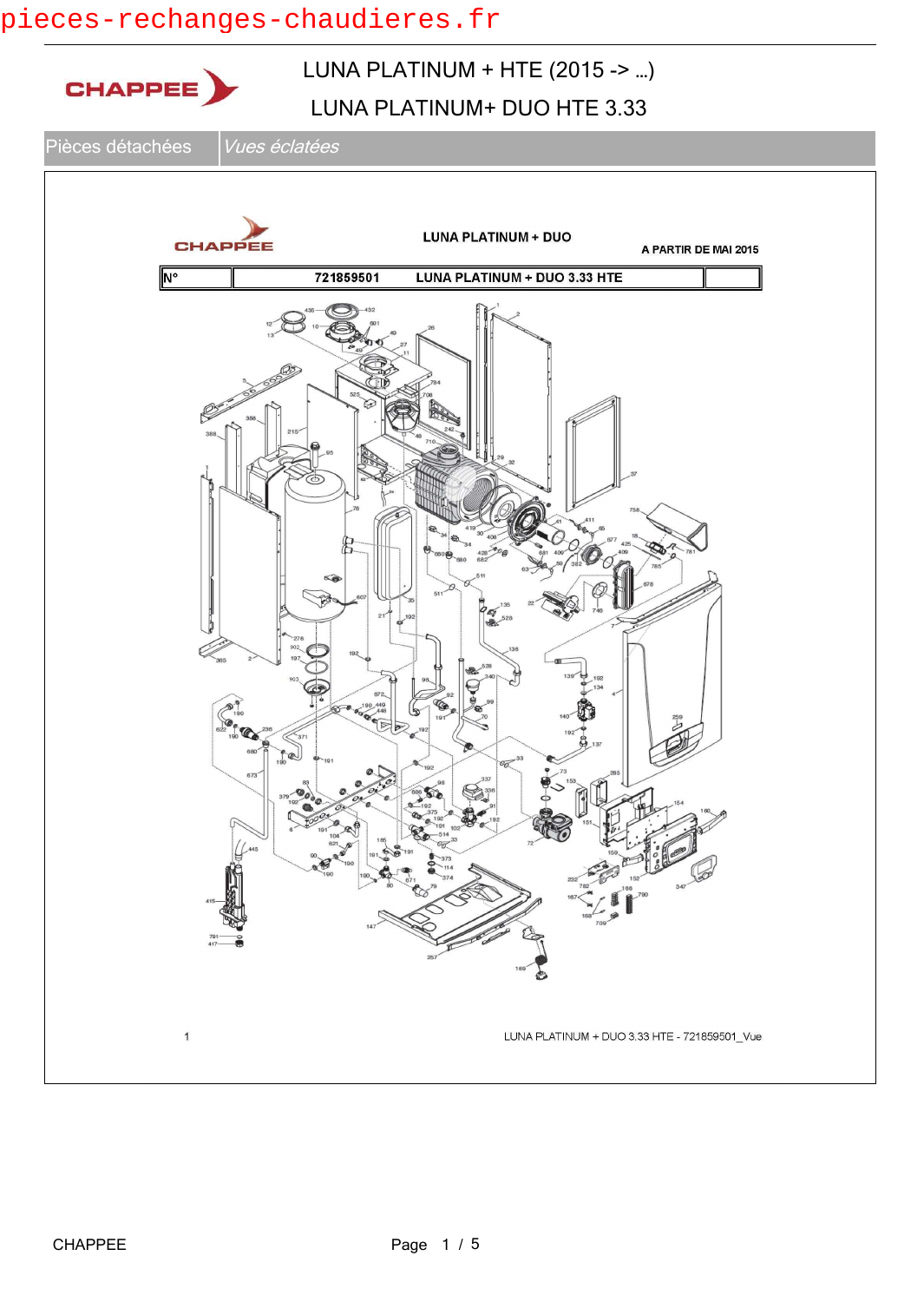pieces-rechanges-chaudieres.fr

CHAPPEE

# LUNA PLATINUM + HTE (2015 -> ...)

## LUNA PLATINUM+ DUO HTE 3.33

| Pièces détachées | *Vues éclatées* |
|---|---|

CHAPPEE

**LUNA PLATINUM + DUO**

**A PARTIR DE MAI 2015**

| N° | 721859501 LUNA PLATINUM + DUO 3.33 HTE | |
|---|---|---|

1

LUNA PLATINUM + DUO 3.33 HTE - 721859501_Vue

CHAPPEE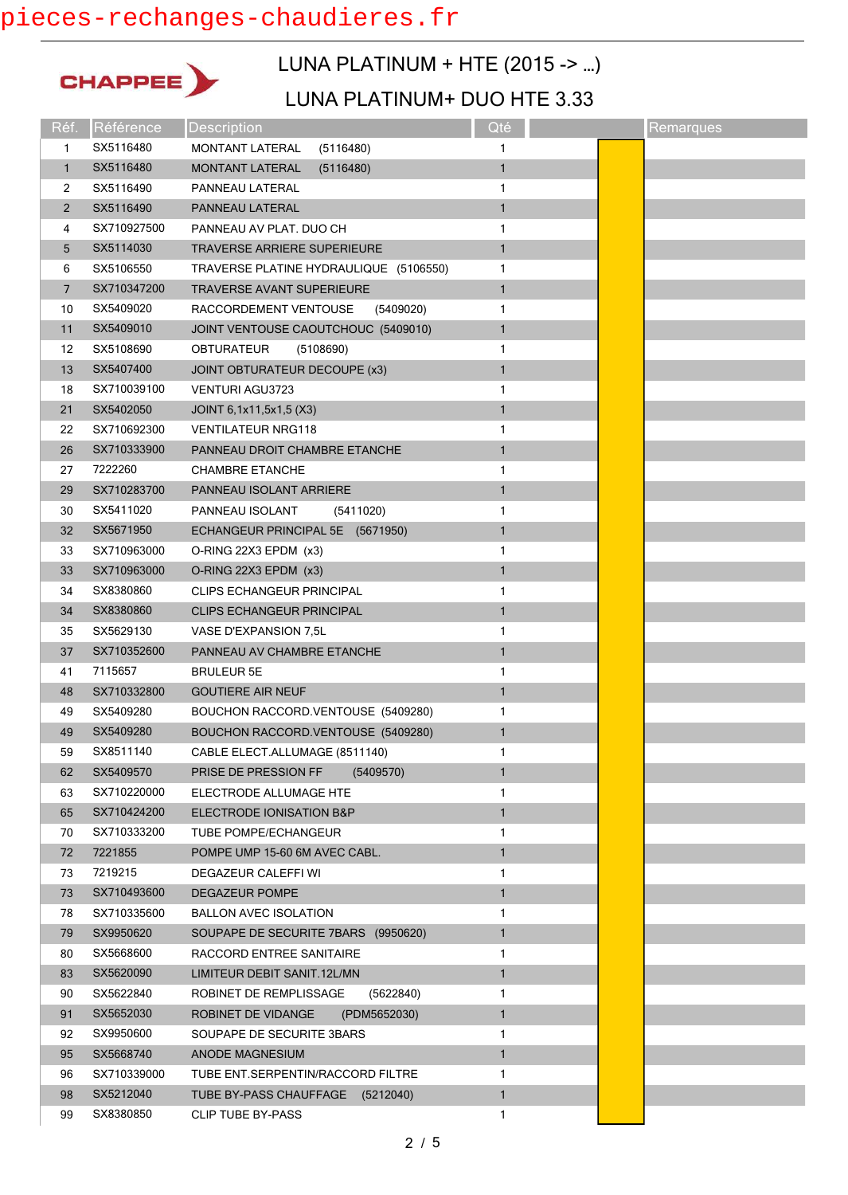pieces-rechanges-chaudieres.fr

CHAPPEE

# LUNA PLATINUM + HTE (2015 -> ...)

## LUNA PLATINUM+ DUO HTE 3.33

| Réf. | Référence | Description | Qté | | Remarques |
|---|---|---|---|---|---|
| 1 | SX5116480 | MONTANT LATERAL (5116480) | 1 | | |
| 1 | SX5116480 | MONTANT LATERAL (5116480) | 1 | | |
| 2 | SX5116490 | PANNEAU LATERAL | 1 | | |
| 2 | SX5116490 | PANNEAU LATERAL | 1 | | |
| 4 | SX710927500 | PANNEAU AV PLAT. DUO CH | 1 | | |
| 5 | SX5114030 | TRAVERSE ARRIERE SUPERIEURE | 1 | | |
| 6 | SX5106550 | TRAVERSE PLATINE HYDRAULIQUE (5106550) | 1 | | |
| 7 | SX710347200 | TRAVERSE AVANT SUPERIEURE | 1 | | |
| 10 | SX5409020 | RACCORDEMENT VENTOUSE (5409020) | 1 | | |
| 11 | SX5409010 | JOINT VENTOUSE CAOUTCHOUC (5409010) | 1 | | |
| 12 | SX5108690 | OBTURATEUR (5108690) | 1 | | |
| 13 | SX5407400 | JOINT OBTURATEUR DECOUPE (x3) | 1 | | |
| 18 | SX710039100 | VENTURI AGU3723 | 1 | | |
| 21 | SX5402050 | JOINT 6,1x11,5x1,5 (X3) | 1 | | |
| 22 | SX710692300 | VENTILATEUR NRG118 | 1 | | |
| 26 | SX710333900 | PANNEAU DROIT CHAMBRE ETANCHE | 1 | | |
| 27 | 7222260 | CHAMBRE ETANCHE | 1 | | |
| 29 | SX710283700 | PANNEAU ISOLANT ARRIERE | 1 | | |
| 30 | SX5411020 | PANNEAU ISOLANT (5411020) | 1 | | |
| 32 | SX5671950 | ECHANGEUR PRINCIPAL 5E (5671950) | 1 | | |
| 33 | SX710963000 | O-RING 22X3 EPDM (x3) | 1 | | |
| 33 | SX710963000 | O-RING 22X3 EPDM (x3) | 1 | | |
| 34 | SX8380860 | CLIPS ECHANGEUR PRINCIPAL | 1 | | |
| 34 | SX8380860 | CLIPS ECHANGEUR PRINCIPAL | 1 | | |
| 35 | SX5629130 | VASE D'EXPANSION 7,5L | 1 | | |
| 37 | SX710352600 | PANNEAU AV CHAMBRE ETANCHE | 1 | | |
| 41 | 7115657 | BRULEUR 5E | 1 | | |
| 48 | SX710332800 | GOUTIERE AIR NEUF | 1 | | |
| 49 | SX5409280 | BOUCHON RACCORD.VENTOUSE (5409280) | 1 | | |
| 49 | SX5409280 | BOUCHON RACCORD.VENTOUSE (5409280) | 1 | | |
| 59 | SX8511140 | CABLE ELECT.ALLUMAGE (8511140) | 1 | | |
| 62 | SX5409570 | PRISE DE PRESSION FF (5409570) | 1 | | |
| 63 | SX710220000 | ELECTRODE ALLUMAGE HTE | 1 | | |
| 65 | SX710424200 | ELECTRODE IONISATION B&P | 1 | | |
| 70 | SX710333200 | TUBE POMPE/ECHANGEUR | 1 | | |
| 72 | 7221855 | POMPE UMP 15-60 6M AVEC CABL. | 1 | | |
| 73 | 7219215 | DEGAZEUR CALEFFI WI | 1 | | |
| 73 | SX710493600 | DEGAZEUR POMPE | 1 | | |
| 78 | SX710335600 | BALLON AVEC ISOLATION | 1 | | |
| 79 | SX9950620 | SOUPAPE DE SECURITE 7BARS (9950620) | 1 | | |
| 80 | SX5668600 | RACCORD ENTREE SANITAIRE | 1 | | |
| 83 | SX5620090 | LIMITEUR DEBIT SANIT.12L/MN | 1 | | |
| 90 | SX5622840 | ROBINET DE REMPLISSAGE (5622840) | 1 | | |
| 91 | SX5652030 | ROBINET DE VIDANGE (PDM5652030) | 1 | | |
| 92 | SX9950600 | SOUPAPE DE SECURITE 3BARS | 1 | | |
| 95 | SX5668740 | ANODE MAGNESIUM | 1 | | |
| 96 | SX710339000 | TUBE ENT.SERPENTIN/RACCORD FILTRE | 1 | | |
| 98 | SX5212040 | TUBE BY-PASS CHAUFFAGE (5212040) | 1 | | |
| 99 | SX8380850 | CLIP TUBE BY-PASS | 1 | | |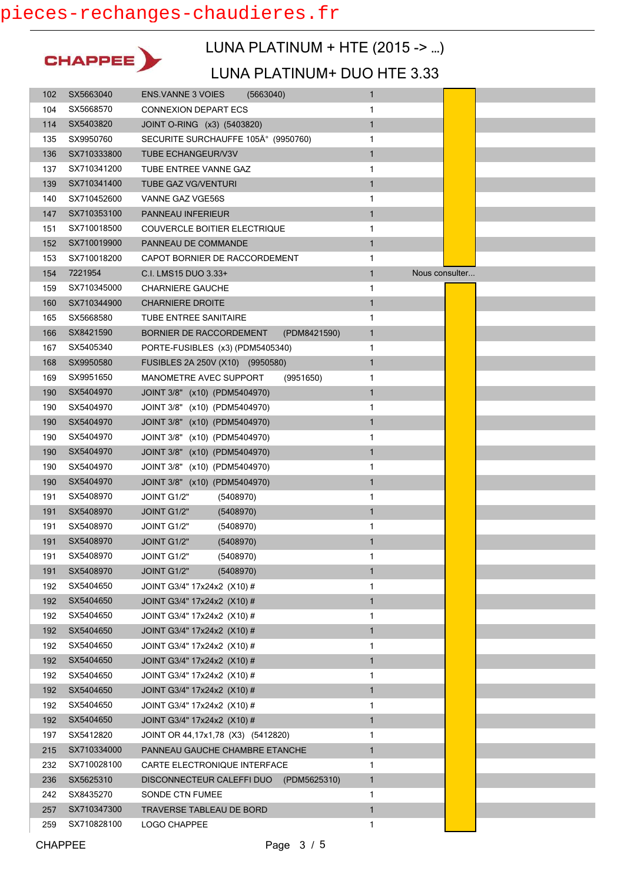# LUNA PLATINUM + HTE (2015 -> ...)

## LUNA PLATINUM+ DUO HTE 3.33

CHAPPEE

| | | | | |
|---|---|---|---|---|
| 102 | SX5663040 | ENS.VANNE 3 VOIES (5663040) | 1 | |
| 104 | SX5668570 | CONNEXION DEPART ECS | 1 | |
| 114 | SX5403820 | JOINT O-RING (x3) (5403820) | 1 | |
| 135 | SX9950760 | SECURITE SURCHAUFFE 105Â° (9950760) | 1 | |
| 136 | SX710333800 | TUBE ECHANGEUR/V3V | 1 | |
| 137 | SX710341200 | TUBE ENTREE VANNE GAZ | 1 | |
| 139 | SX710341400 | TUBE GAZ VG/VENTURI | 1 | |
| 140 | SX710452600 | VANNE GAZ VGE56S | 1 | |
| 147 | SX710353100 | PANNEAU INFERIEUR | 1 | |
| 151 | SX710018500 | COUVERCLE BOITIER ELECTRIQUE | 1 | |
| 152 | SX710019900 | PANNEAU DE COMMANDE | 1 | |
| 153 | SX710018200 | CAPOT BORNIER DE RACCORDEMENT | 1 | |
| 154 | 7221954 | C.I. LMS15 DUO 3.33+ | 1 | Nous consulter... |
| 159 | SX710345000 | CHARNIERE GAUCHE | 1 | |
| 160 | SX710344900 | CHARNIERE DROITE | 1 | |
| 165 | SX5668580 | TUBE ENTREE SANITAIRE | 1 | |
| 166 | SX8421590 | BORNIER DE RACCORDEMENT (PDM8421590) | 1 | |
| 167 | SX5405340 | PORTE-FUSIBLES (x3) (PDM5405340) | 1 | |
| 168 | SX9950580 | FUSIBLES 2A 250V (X10) (9950580) | 1 | |
| 169 | SX9951650 | MANOMETRE AVEC SUPPORT (9951650) | 1 | |
| 190 | SX5404970 | JOINT 3/8" (x10) (PDM5404970) | 1 | |
| 190 | SX5404970 | JOINT 3/8" (x10) (PDM5404970) | 1 | |
| 190 | SX5404970 | JOINT 3/8" (x10) (PDM5404970) | 1 | |
| 190 | SX5404970 | JOINT 3/8" (x10) (PDM5404970) | 1 | |
| 190 | SX5404970 | JOINT 3/8" (x10) (PDM5404970) | 1 | |
| 190 | SX5404970 | JOINT 3/8" (x10) (PDM5404970) | 1 | |
| 190 | SX5404970 | JOINT 3/8" (x10) (PDM5404970) | 1 | |
| 191 | SX5408970 | JOINT G1/2" (5408970) | 1 | |
| 191 | SX5408970 | JOINT G1/2" (5408970) | 1 | |
| 191 | SX5408970 | JOINT G1/2" (5408970) | 1 | |
| 191 | SX5408970 | JOINT G1/2" (5408970) | 1 | |
| 191 | SX5408970 | JOINT G1/2" (5408970) | 1 | |
| 191 | SX5408970 | JOINT G1/2" (5408970) | 1 | |
| 192 | SX5404650 | JOINT G3/4" 17x24x2 (X10) # | 1 | |
| 192 | SX5404650 | JOINT G3/4" 17x24x2 (X10) # | 1 | |
| 192 | SX5404650 | JOINT G3/4" 17x24x2 (X10) # | 1 | |
| 192 | SX5404650 | JOINT G3/4" 17x24x2 (X10) # | 1 | |
| 192 | SX5404650 | JOINT G3/4" 17x24x2 (X10) # | 1 | |
| 192 | SX5404650 | JOINT G3/4" 17x24x2 (X10) # | 1 | |
| 192 | SX5404650 | JOINT G3/4" 17x24x2 (X10) # | 1 | |
| 192 | SX5404650 | JOINT G3/4" 17x24x2 (X10) # | 1 | |
| 192 | SX5404650 | JOINT G3/4" 17x24x2 (X10) # | 1 | |
| 192 | SX5404650 | JOINT G3/4" 17x24x2 (X10) # | 1 | |
| 197 | SX5412820 | JOINT OR 44,17x1,78 (X3) (5412820) | 1 | |
| 215 | SX710334000 | PANNEAU GAUCHE CHAMBRE ETANCHE | 1 | |
| 232 | SX710028100 | CARTE ELECTRONIQUE INTERFACE | 1 | |
| 236 | SX5625310 | DISCONNECTEUR CALEFFI DUO (PDM5625310) | 1 | |
| 242 | SX8435270 | SONDE CTN FUMEE | 1 | |
| 257 | SX710347300 | TRAVERSE TABLEAU DE BORD | 1 | |
| 259 | SX710828100 | LOGO CHAPPEE | 1 | |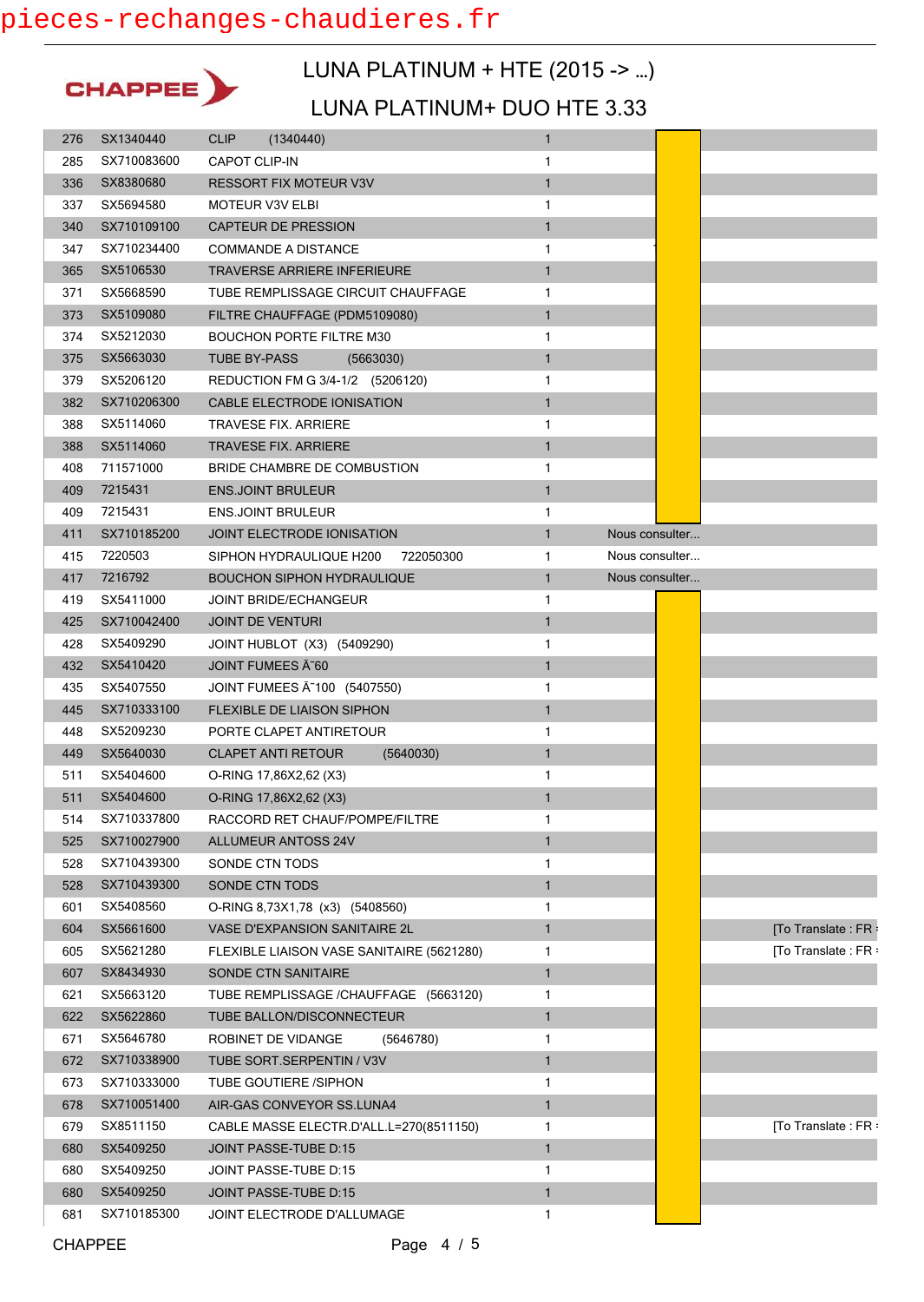pieces-rechanges-chaudieres.fr

CHAPPEE

# LUNA PLATINUM + HTE (2015 -> ...)

## LUNA PLATINUM+ DUO HTE 3.33

| | | | | | |
|---|---|---|---|---|---|
| 276 | SX1340440 | CLIP (1340440) | 1 | | |
| 285 | SX710083600 | CAPOT CLIP-IN | 1 | | |
| 336 | SX8380680 | RESSORT FIX MOTEUR V3V | 1 | | |
| 337 | SX5694580 | MOTEUR V3V ELBI | 1 | | |
| 340 | SX710109100 | CAPTEUR DE PRESSION | 1 | | |
| 347 | SX710234400 | COMMANDE A DISTANCE | 1 | | |
| 365 | SX5106530 | TRAVERSE ARRIERE INFERIEURE | 1 | | |
| 371 | SX5668590 | TUBE REMPLISSAGE CIRCUIT CHAUFFAGE | 1 | | |
| 373 | SX5109080 | FILTRE CHAUFFAGE (PDM5109080) | 1 | | |
| 374 | SX5212030 | BOUCHON PORTE FILTRE M30 | 1 | | |
| 375 | SX5663030 | TUBE BY-PASS (5663030) | 1 | | |
| 379 | SX5206120 | REDUCTION FM G 3/4-1/2 (5206120) | 1 | | |
| 382 | SX710206300 | CABLE ELECTRODE IONISATION | 1 | | |
| 388 | SX5114060 | TRAVESE FIX. ARRIERE | 1 | | |
| 388 | SX5114060 | TRAVESE FIX. ARRIERE | 1 | | |
| 408 | 711571000 | BRIDE CHAMBRE DE COMBUSTION | 1 | | |
| 409 | 7215431 | ENS.JOINT BRULEUR | 1 | | |
| 409 | 7215431 | ENS.JOINT BRULEUR | 1 | | |
| 411 | SX710185200 | JOINT ELECTRODE IONISATION | 1 | Nous consulter... | |
| 415 | 7220503 | SIPHON HYDRAULIQUE H200 722050300 | 1 | Nous consulter... | |
| 417 | 7216792 | BOUCHON SIPHON HYDRAULIQUE | 1 | Nous consulter... | |
| 419 | SX5411000 | JOINT BRIDE/ECHANGEUR | 1 | | |
| 425 | SX710042400 | JOINT DE VENTURI | 1 | | |
| 428 | SX5409290 | JOINT HUBLOT (X3) (5409290) | 1 | | |
| 432 | SX5410420 | JOINT FUMEES Ã˜60 | 1 | | |
| 435 | SX5407550 | JOINT FUMEES Ã˜100 (5407550) | 1 | | |
| 445 | SX710333100 | FLEXIBLE DE LIAISON SIPHON | 1 | | |
| 448 | SX5209230 | PORTE CLAPET ANTIRETOUR | 1 | | |
| 449 | SX5640030 | CLAPET ANTI RETOUR (5640030) | 1 | | |
| 511 | SX5404600 | O-RING 17,86X2,62 (X3) | 1 | | |
| 511 | SX5404600 | O-RING 17,86X2,62 (X3) | 1 | | |
| 514 | SX710337800 | RACCORD RET CHAUF/POMPE/FILTRE | 1 | | |
| 525 | SX710027900 | ALLUMEUR ANTOSS 24V | 1 | | |
| 528 | SX710439300 | SONDE CTN TODS | 1 | | |
| 528 | SX710439300 | SONDE CTN TODS | 1 | | |
| 601 | SX5408560 | O-RING 8,73X1,78 (x3) (5408560) | 1 | | |
| 604 | SX5661600 | VASE D'EXPANSION SANITAIRE 2L | 1 | | [To Translate : FR = |
| 605 | SX5621280 | FLEXIBLE LIAISON VASE SANITAIRE (5621280) | 1 | | [To Translate : FR = |
| 607 | SX8434930 | SONDE CTN SANITAIRE | 1 | | |
| 621 | SX5663120 | TUBE REMPLISSAGE /CHAUFFAGE (5663120) | 1 | | |
| 622 | SX5622860 | TUBE BALLON/DISCONNECTEUR | 1 | | |
| 671 | SX5646780 | ROBINET DE VIDANGE (5646780) | 1 | | |
| 672 | SX710338900 | TUBE SORT.SERPENTIN / V3V | 1 | | |
| 673 | SX710333000 | TUBE GOUTIERE /SIPHON | 1 | | |
| 678 | SX710051400 | AIR-GAS CONVEYOR SS.LUNA4 | 1 | | |
| 679 | SX8511150 | CABLE MASSE ELECTR.D'ALL.L=270(8511150) | 1 | | [To Translate : FR = |
| 680 | SX5409250 | JOINT PASSE-TUBE D:15 | 1 | | |
| 680 | SX5409250 | JOINT PASSE-TUBE D:15 | 1 | | |
| 680 | SX5409250 | JOINT PASSE-TUBE D:15 | 1 | | |
| 681 | SX710185300 | JOINT ELECTRODE D'ALLUMAGE | 1 | | |

CHAPPEE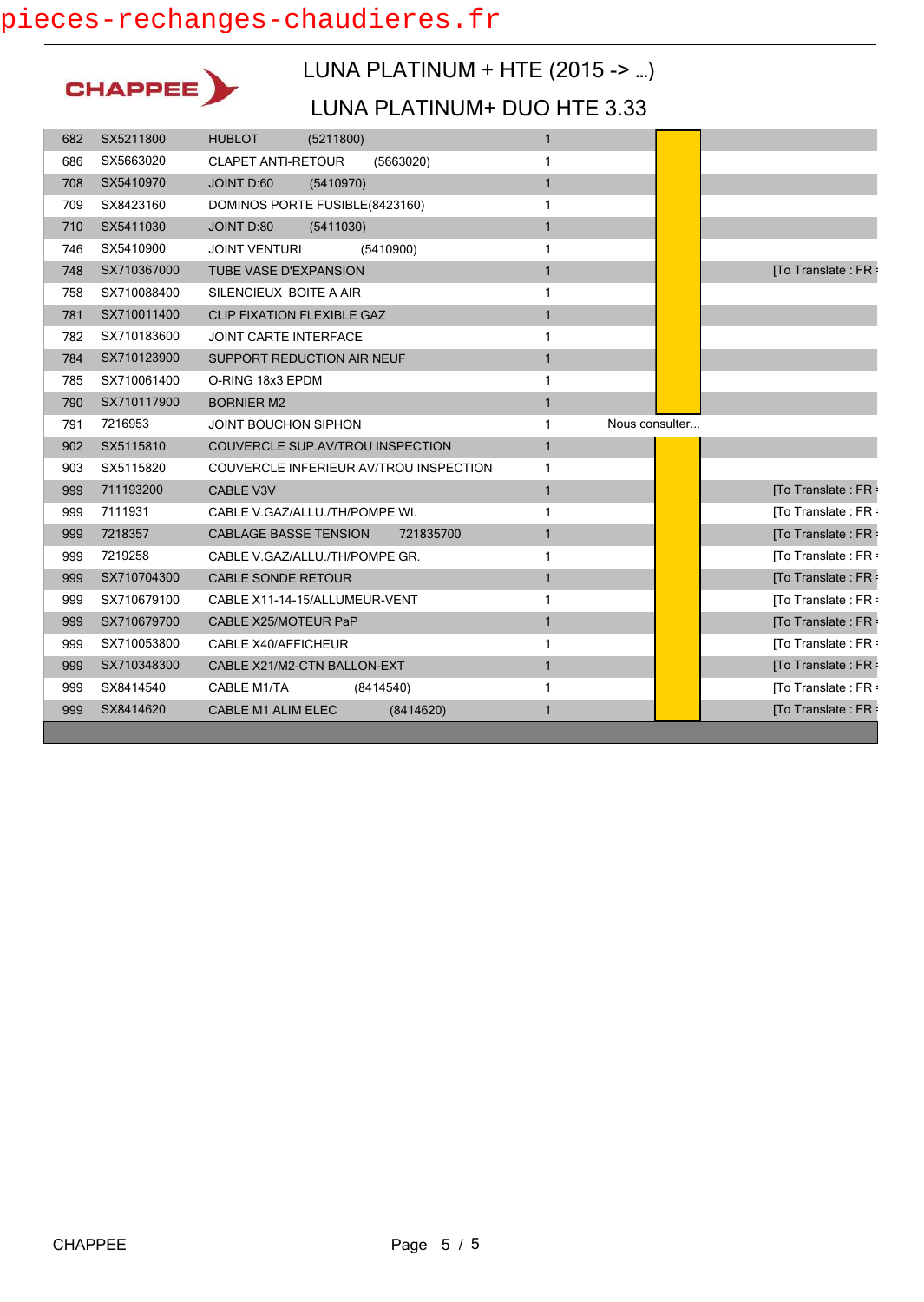CHAPPEE

# LUNA PLATINUM + HTE (2015 -> ...)

## LUNA PLATINUM+ DUO HTE 3.33

| | | | | | |
|---|---|---|---|---|---|
| 682 | SX5211800 | HUBLOT (5211800) | 1 | | |
| 686 | SX5663020 | CLAPET ANTI-RETOUR (5663020) | 1 | | |
| 708 | SX5410970 | JOINT D:60 (5410970) | 1 | | |
| 709 | SX8423160 | DOMINOS PORTE FUSIBLE(8423160) | 1 | | |
| 710 | SX5411030 | JOINT D:80 (5411030) | 1 | | |
| 746 | SX5410900 | JOINT VENTURI (5410900) | 1 | | |
| 748 | SX710367000 | TUBE VASE D'EXPANSION | 1 | | [To Translate : FR |
| 758 | SX710088400 | SILENCIEUX BOITE A AIR | 1 | | |
| 781 | SX710011400 | CLIP FIXATION FLEXIBLE GAZ | 1 | | |
| 782 | SX710183600 | JOINT CARTE INTERFACE | 1 | | |
| 784 | SX710123900 | SUPPORT REDUCTION AIR NEUF | 1 | | |
| 785 | SX710061400 | O-RING 18x3 EPDM | 1 | | |
| 790 | SX710117900 | BORNIER M2 | 1 | | |
| 791 | 7216953 | JOINT BOUCHON SIPHON | 1 | Nous consulter... | |
| 902 | SX5115810 | COUVERCLE SUP.AV/TROU INSPECTION | 1 | | |
| 903 | SX5115820 | COUVERCLE INFERIEUR AV/TROU INSPECTION | 1 | | |
| 999 | 711193200 | CABLE V3V | 1 | | [To Translate : FR |
| 999 | 7111931 | CABLE V.GAZ/ALLU./TH/POMPE WI. | 1 | | [To Translate : FR |
| 999 | 7218357 | CABLAGE BASSE TENSION 721835700 | 1 | | [To Translate : FR |
| 999 | 7219258 | CABLE V.GAZ/ALLU./TH/POMPE GR. | 1 | | [To Translate : FR |
| 999 | SX710704300 | CABLE SONDE RETOUR | 1 | | [To Translate : FR |
| 999 | SX710679100 | CABLE X11-14-15/ALLUMEUR-VENT | 1 | | [To Translate : FR |
| 999 | SX710679700 | CABLE X25/MOTEUR PaP | 1 | | [To Translate : FR |
| 999 | SX710053800 | CABLE X40/AFFICHEUR | 1 | | [To Translate : FR |
| 999 | SX710348300 | CABLE X21/M2-CTN BALLON-EXT | 1 | | [To Translate : FR |
| 999 | SX8414540 | CABLE M1/TA (8414540) | 1 | | [To Translate : FR |
| 999 | SX8414620 | CABLE M1 ALIM ELEC (8414620) | 1 | | [To Translate : FR |